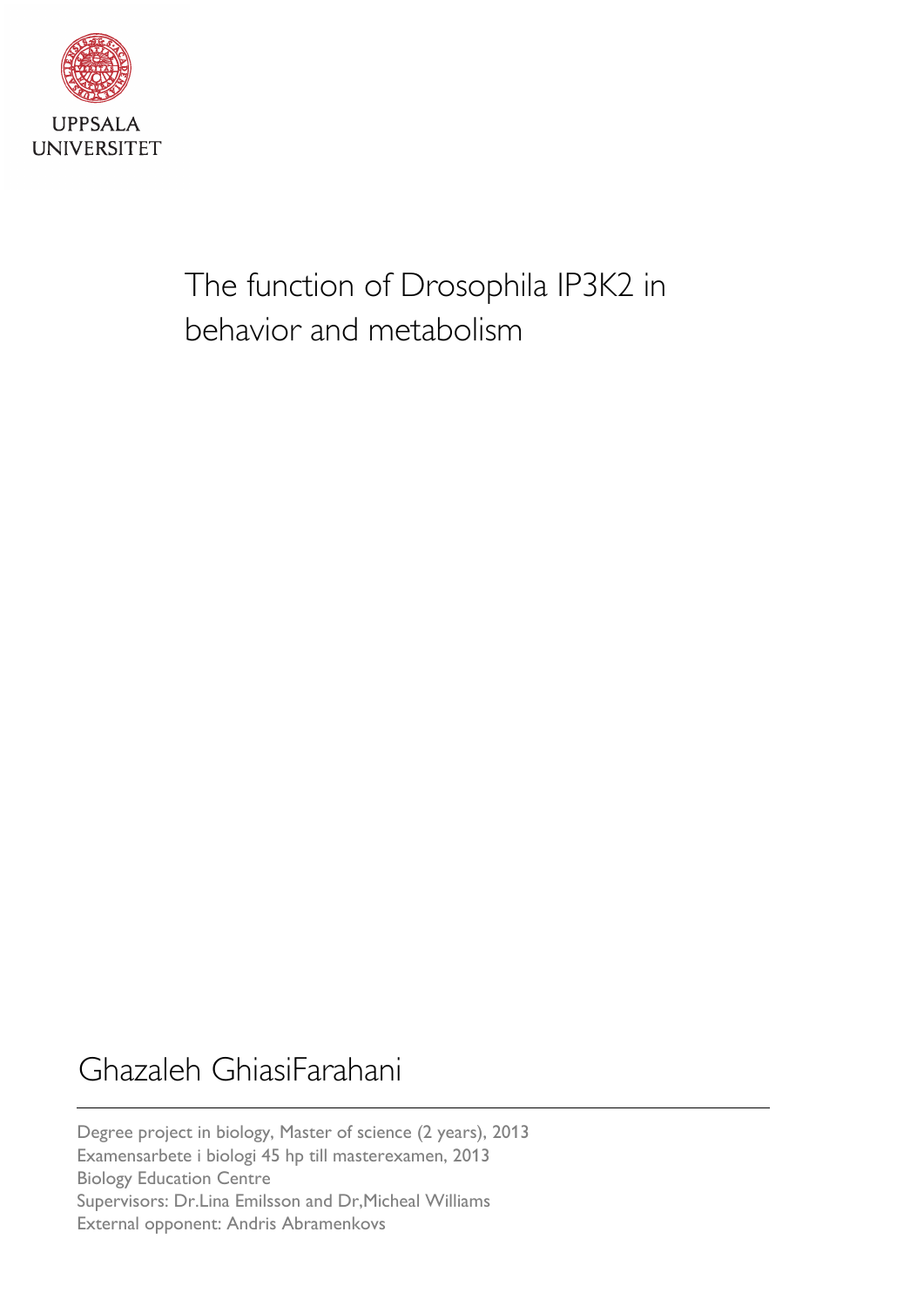UPPSALA
UNIVERSITET

# The function of Drosophila IP3K2 in behavior and metabolism

Ghazaleh GhiasiFarahani

Degree project in biology, Master of science (2 years), 2013
Examensarbete i biologi 45 hp till masterexamen, 2013
Biology Education Centre
Supervisors: Dr.Lina Emilsson and Dr,Micheal Williams
External opponent: Andris Abramenkovs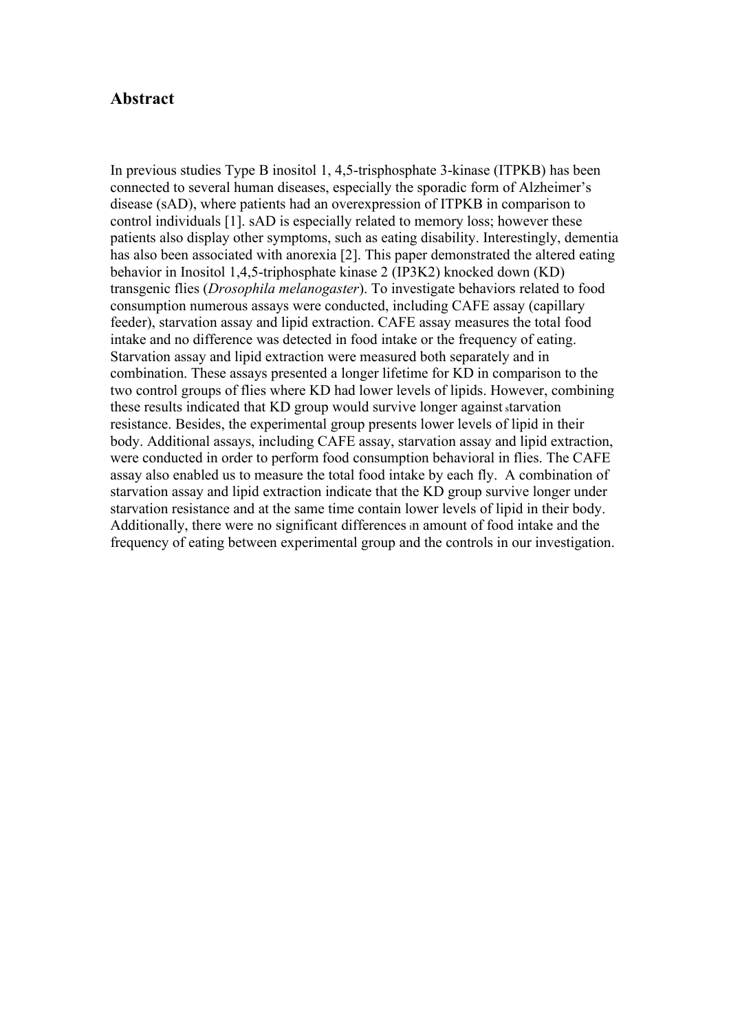## Abstract

In previous studies Type B inositol 1, 4,5-trisphosphate 3-kinase (ITPKB) has been connected to several human diseases, especially the sporadic form of Alzheimer's disease (sAD), where patients had an overexpression of ITPKB in comparison to control individuals [1]. sAD is especially related to memory loss; however these patients also display other symptoms, such as eating disability. Interestingly, dementia has also been associated with anorexia [2]. This paper demonstrated the altered eating behavior in Inositol 1,4,5-triphosphate kinase 2 (IP3K2) knocked down (KD) transgenic flies (*Drosophila melanogaster*). To investigate behaviors related to food consumption numerous assays were conducted, including CAFE assay (capillary feeder), starvation assay and lipid extraction. CAFE assay measures the total food intake and no difference was detected in food intake or the frequency of eating. Starvation assay and lipid extraction were measured both separately and in combination. These assays presented a longer lifetime for KD in comparison to the two control groups of flies where KD had lower levels of lipids. However, combining these results indicated that KD group would survive longer against starvation resistance. Besides, the experimental group presents lower levels of lipid in their body. Additional assays, including CAFE assay, starvation assay and lipid extraction, were conducted in order to perform food consumption behavioral in flies. The CAFE assay also enabled us to measure the total food intake by each fly. A combination of starvation assay and lipid extraction indicate that the KD group survive longer under starvation resistance and at the same time contain lower levels of lipid in their body. Additionally, there were no significant differences in amount of food intake and the frequency of eating between experimental group and the controls in our investigation.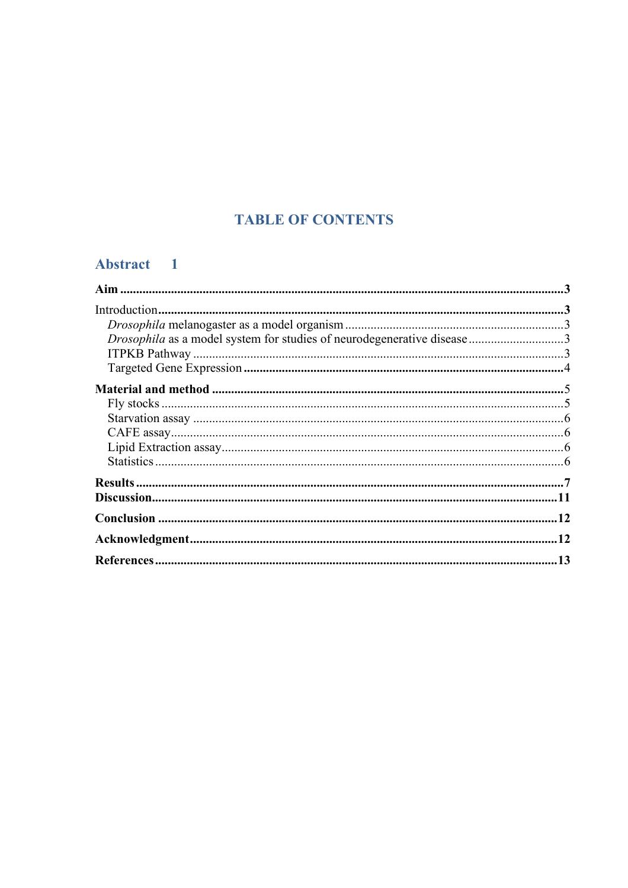## TABLE OF CONTENTS

## Abstract 1

**Aim** ..........3

Introduction ..........3

- *Drosophila* melanogaster as a model organism ..........3
- *Drosophila* as a model system for studies of neurodegenerative disease ..........3
- ITPKB Pathway ..........3
- Targeted Gene Expression ..........4

**Material and method** ..........5

- Fly stocks ..........5
- Starvation assay ..........6
- CAFE assay ..........6
- Lipid Extraction assay ..........6
- Statistics ..........6

**Results** ..........7

**Discussion** ..........11

**Conclusion** ..........12

**Acknowledgment** ..........12

**References** ..........13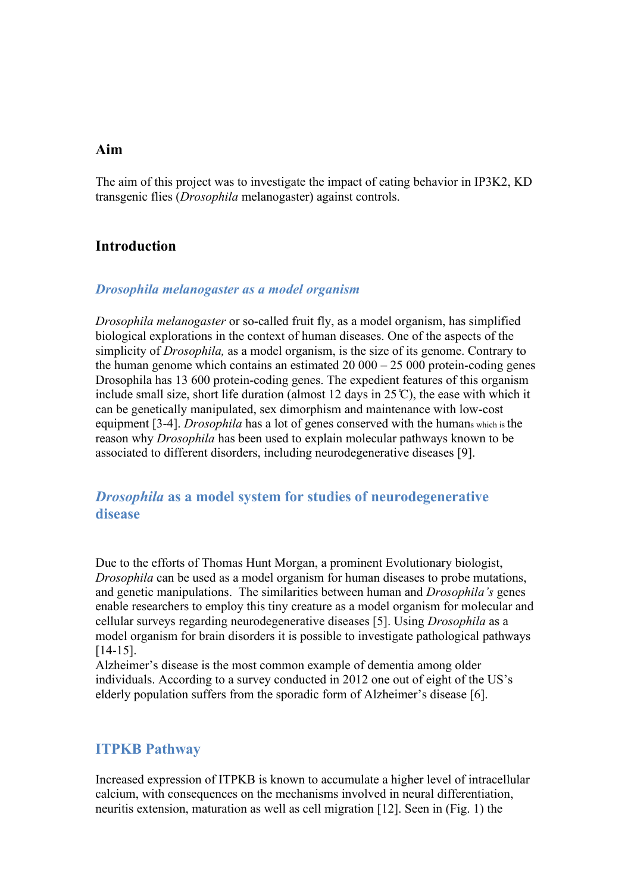## Aim

The aim of this project was to investigate the impact of eating behavior in IP3K2, KD transgenic flies (*Drosophila* melanogaster) against controls.

## Introduction

### *Drosophila melanogaster as a model organism*

*Drosophila melanogaster* or so-called fruit fly, as a model organism, has simplified biological explorations in the context of human diseases. One of the aspects of the simplicity of *Drosophila,* as a model organism, is the size of its genome. Contrary to the human genome which contains an estimated 20 000 – 25 000 protein-coding genes Drosophila has 13 600 protein-coding genes. The expedient features of this organism include small size, short life duration (almost 12 days in 25℃), the ease with which it can be genetically manipulated, sex dimorphism and maintenance with low-cost equipment [3-4]. *Drosophila* has a lot of genes conserved with the humans which is the reason why *Drosophila* has been used to explain molecular pathways known to be associated to different disorders, including neurodegenerative diseases [9].

### *Drosophila* as a model system for studies of neurodegenerative disease

Due to the efforts of Thomas Hunt Morgan, a prominent Evolutionary biologist, *Drosophila* can be used as a model organism for human diseases to probe mutations, and genetic manipulations. The similarities between human and *Drosophila's* genes enable researchers to employ this tiny creature as a model organism for molecular and cellular surveys regarding neurodegenerative diseases [5]. Using *Drosophila* as a model organism for brain disorders it is possible to investigate pathological pathways [14-15].
Alzheimer's disease is the most common example of dementia among older individuals. According to a survey conducted in 2012 one out of eight of the US's elderly population suffers from the sporadic form of Alzheimer's disease [6].

### ITPKB Pathway

Increased expression of ITPKB is known to accumulate a higher level of intracellular calcium, with consequences on the mechanisms involved in neural differentiation, neuritis extension, maturation as well as cell migration [12]. Seen in (Fig. 1) the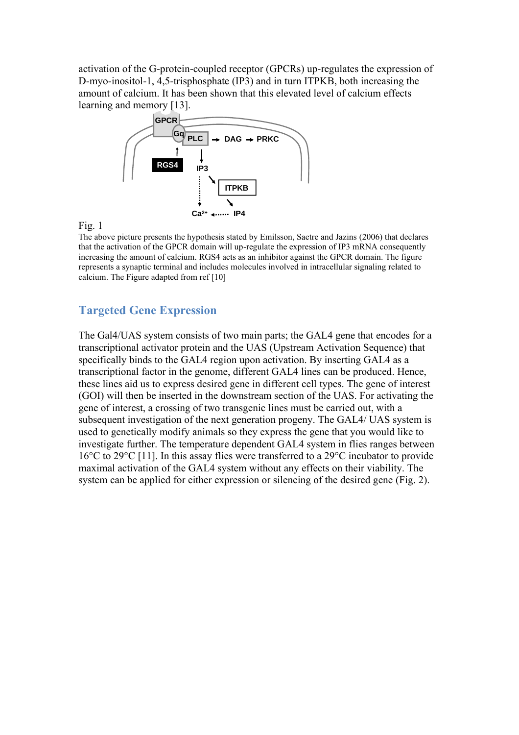activation of the G-protein-coupled receptor (GPCRs) up-regulates the expression of D-myo-inositol-1, 4,5-trisphosphate (IP3) and in turn ITPKB, both increasing the amount of calcium. It has been shown that this elevated level of calcium effects learning and memory [13].

Fig. 1
The above picture presents the hypothesis stated by Emilsson, Saetre and Jazins (2006) that declares that the activation of the GPCR domain will up-regulate the expression of IP3 mRNA consequently increasing the amount of calcium. RGS4 acts as an inhibitor against the GPCR domain. The figure represents a synaptic terminal and includes molecules involved in intracellular signaling related to calcium. The Figure adapted from ref [10]

## Targeted Gene Expression

The Gal4/UAS system consists of two main parts; the GAL4 gene that encodes for a transcriptional activator protein and the UAS (Upstream Activation Sequence) that specifically binds to the GAL4 region upon activation. By inserting GAL4 as a transcriptional factor in the genome, different GAL4 lines can be produced. Hence, these lines aid us to express desired gene in different cell types. The gene of interest (GOI) will then be inserted in the downstream section of the UAS. For activating the gene of interest, a crossing of two transgenic lines must be carried out, with a subsequent investigation of the next generation progeny. The GAL4/ UAS system is used to genetically modify animals so they express the gene that you would like to investigate further. The temperature dependent GAL4 system in flies ranges between 16°C to 29°C [11]. In this assay flies were transferred to a 29°C incubator to provide maximal activation of the GAL4 system without any effects on their viability. The system can be applied for either expression or silencing of the desired gene (Fig. 2).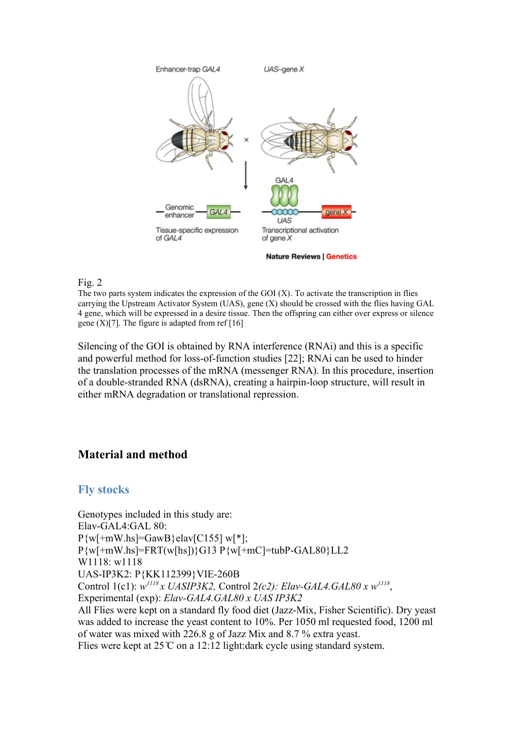Fig. 2
The two parts system indicates the expression of the GOI (X). To activate the transcription in flies carrying the Upstream Activator System (UAS), gene (X) should be crossed with the flies having GAL 4 gene, which will be expressed in a desire tissue. Then the offspring can either over express or silence gene (X)[7]. The figure is adapted from ref [16]

Silencing of the GOI is obtained by RNA interference (RNAi) and this is a specific and powerful method for loss-of-function studies [22]; RNAi can be used to hinder the translation processes of the mRNA (messenger RNA). In this procedure, insertion of a double-stranded RNA (dsRNA), creating a hairpin-loop structure, will result in either mRNA degradation or translational repression.

## Material and method

### Fly stocks

Genotypes included in this study are:
Elav-GAL4:GAL 80:
P{w[+mW.hs]=GawB}elav[C155] w[*];
P{w[+mW.hs]=FRT(w[hs])}G13 P{w[+mC]=tubP-GAL80}LL2
W1118: w1118
UAS-IP3K2: P{KK112399}VIE-260B
Control 1(c1): *$w^{1118}$ x UASIP3K2,* Control 2*(c2): Elav-GAL4.GAL80 x $w^{1118}$*,
Experimental (exp): *Elav-GAL4.GAL80 x UAS IP3K2*
All Flies were kept on a standard fly food diet (Jazz-Mix, Fisher Scientific). Dry yeast was added to increase the yeast content to 10%. Per 1050 ml requested food, 1200 ml of water was mixed with 226.8 g of Jazz Mix and 8.7 % extra yeast.
Flies were kept at 25℃ on a 12:12 light:dark cycle using standard system.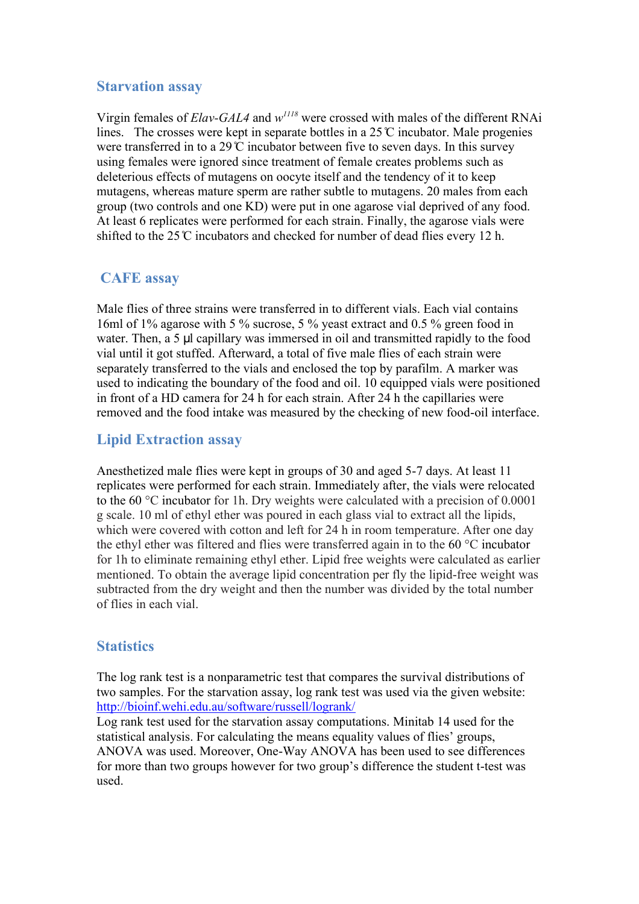## Starvation assay

Virgin females of *Elav-GAL4* and $w^{1118}$ were crossed with males of the different RNAi lines. The crosses were kept in separate bottles in a 25℃ incubator. Male progenies were transferred in to a 29℃ incubator between five to seven days. In this survey using females were ignored since treatment of female creates problems such as deleterious effects of mutagens on oocyte itself and the tendency of it to keep mutagens, whereas mature sperm are rather subtle to mutagens. 20 males from each group (two controls and one KD) were put in one agarose vial deprived of any food. At least 6 replicates were performed for each strain. Finally, the agarose vials were shifted to the 25℃ incubators and checked for number of dead flies every 12 h.

## CAFE assay

Male flies of three strains were transferred in to different vials. Each vial contains 16ml of 1% agarose with 5 % sucrose, 5 % yeast extract and 0.5 % green food in water. Then, a 5 µl capillary was immersed in oil and transmitted rapidly to the food vial until it got stuffed. Afterward, a total of five male flies of each strain were separately transferred to the vials and enclosed the top by parafilm. A marker was used to indicating the boundary of the food and oil. 10 equipped vials were positioned in front of a HD camera for 24 h for each strain. After 24 h the capillaries were removed and the food intake was measured by the checking of new food-oil interface.

## Lipid Extraction assay

Anesthetized male flies were kept in groups of 30 and aged 5-7 days. At least 11 replicates were performed for each strain. Immediately after, the vials were relocated to the 60 °C incubator for 1h. Dry weights were calculated with a precision of 0.0001 g scale. 10 ml of ethyl ether was poured in each glass vial to extract all the lipids, which were covered with cotton and left for 24 h in room temperature. After one day the ethyl ether was filtered and flies were transferred again in to the 60 °C incubator for 1h to eliminate remaining ethyl ether. Lipid free weights were calculated as earlier mentioned. To obtain the average lipid concentration per fly the lipid-free weight was subtracted from the dry weight and then the number was divided by the total number of flies in each vial.

## Statistics

The log rank test is a nonparametric test that compares the survival distributions of two samples. For the starvation assay, log rank test was used via the given website: http://bioinf.wehi.edu.au/software/russell/logrank/
Log rank test used for the starvation assay computations. Minitab 14 used for the statistical analysis. For calculating the means equality values of flies' groups, ANOVA was used. Moreover, One-Way ANOVA has been used to see differences for more than two groups however for two group's difference the student t-test was used.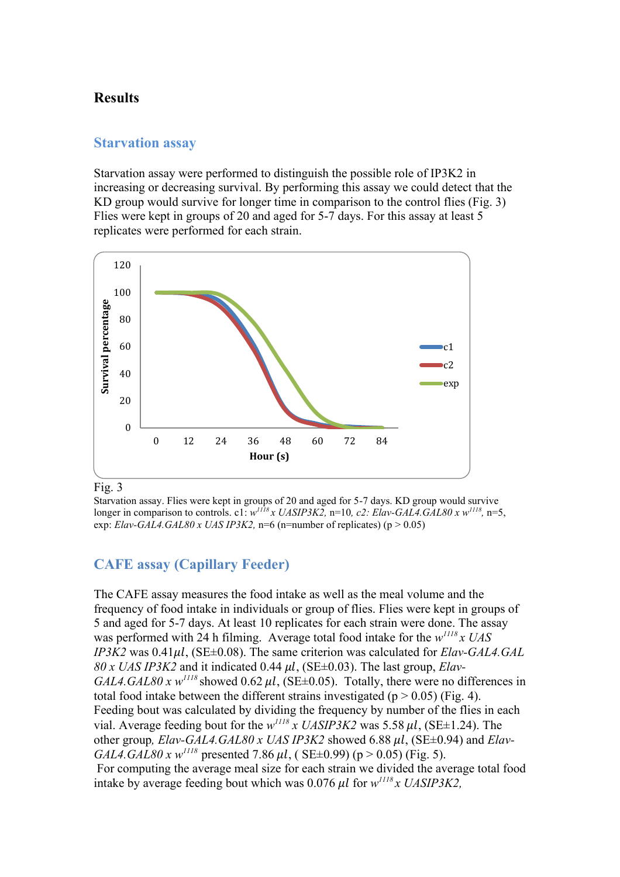# Results

## Starvation assay

Starvation assay were performed to distinguish the possible role of IP3K2 in increasing or decreasing survival. By performing this assay we could detect that the KD group would survive for longer time in comparison to the control flies (Fig. 3) Flies were kept in groups of 20 and aged for 5-7 days. For this assay at least 5 replicates were performed for each strain.

Fig. 3

Starvation assay. Flies were kept in groups of 20 and aged for 5-7 days. KD group would survive longer in comparison to controls. c1: *$w^{1118}$ x UASIP3K2*, n=10, *c2: Elav-GAL4.GAL80 x $w^{1118}$*, n=5, exp: *Elav-GAL4.GAL80 x UAS IP3K2*, n=6 (n=number of replicates) ($p > 0.05$)

## CAFE assay (Capillary Feeder)

The CAFE assay measures the food intake as well as the meal volume and the frequency of food intake in individuals or group of flies. Flies were kept in groups of 5 and aged for 5-7 days. At least 10 replicates for each strain were done. The assay was performed with 24 h filming. Average total food intake for the *$w^{1118}$ x UAS IP3K2* was 0.41$\mu l$, (SE±0.08). The same criterion was calculated for *Elav-GAL4.GAL 80 x UAS IP3K2* and it indicated 0.44 $\mu l$, (SE±0.03). The last group, *Elav-GAL4.GAL80 x $w^{1118}$* showed 0.62 $\mu l$, (SE±0.05). Totally, there were no differences in total food intake between the different strains investigated ($p > 0.05$) (Fig. 4). Feeding bout was calculated by dividing the frequency by number of the flies in each vial. Average feeding bout for the *$w^{1118}$ x UASIP3K2* was 5.58 $\mu l$, (SE±1.24). The other group, *Elav-GAL4.GAL80 x UAS IP3K2* showed 6.88 $\mu l$, (SE±0.94) and *Elav-GAL4.GAL80 x $w^{1118}$* presented 7.86 $\mu l$, ( SE±0.99) ($p > 0.05$) (Fig. 5).

For computing the average meal size for each strain we divided the average total food intake by average feeding bout which was 0.076 $\mu l$ for *$w^{1118}$ x UASIP3K2,*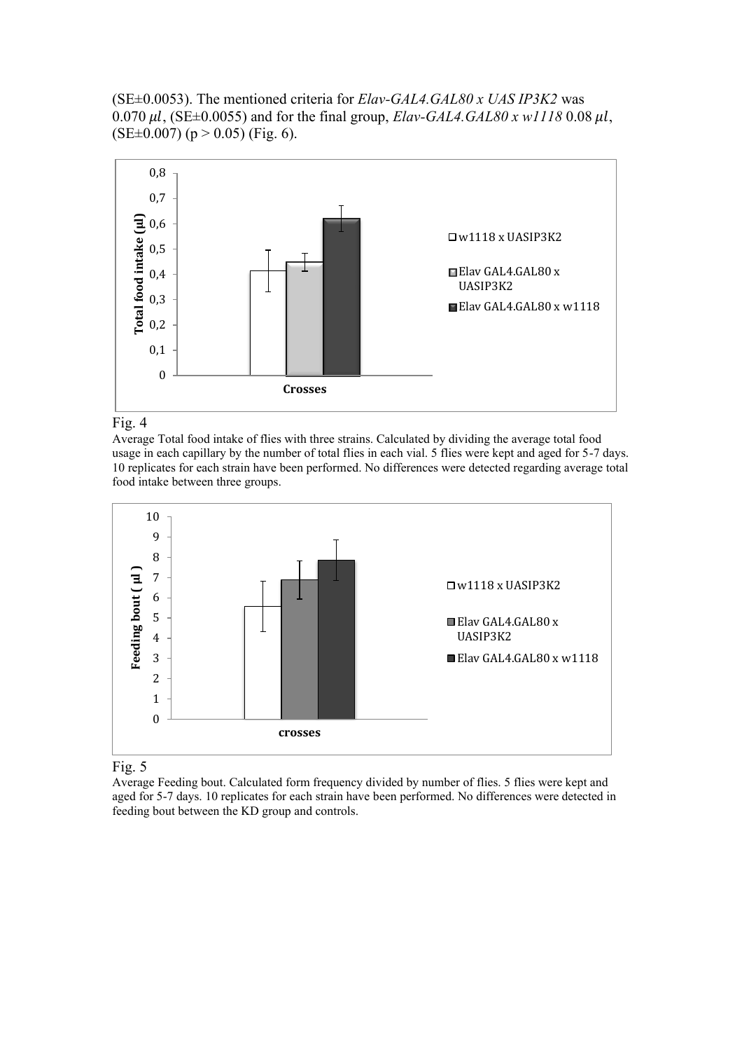(SE±0.0053). The mentioned criteria for *Elav-GAL4.GAL80 x UAS IP3K2* was 0.070 $\mu l$, (SE±0.0055) and for the final group, *Elav-GAL4.GAL80 x w1118* 0.08 $\mu l$, (SE±0.007) ($p > 0.05$) (Fig. 6).

Fig. 4
Average Total food intake of flies with three strains. Calculated by dividing the average total food usage in each capillary by the number of total flies in each vial. 5 flies were kept and aged for 5-7 days. 10 replicates for each strain have been performed. No differences were detected regarding average total food intake between three groups.

Fig. 5
Average Feeding bout. Calculated form frequency divided by number of flies. 5 flies were kept and aged for 5-7 days. 10 replicates for each strain have been performed. No differences were detected in feeding bout between the KD group and controls.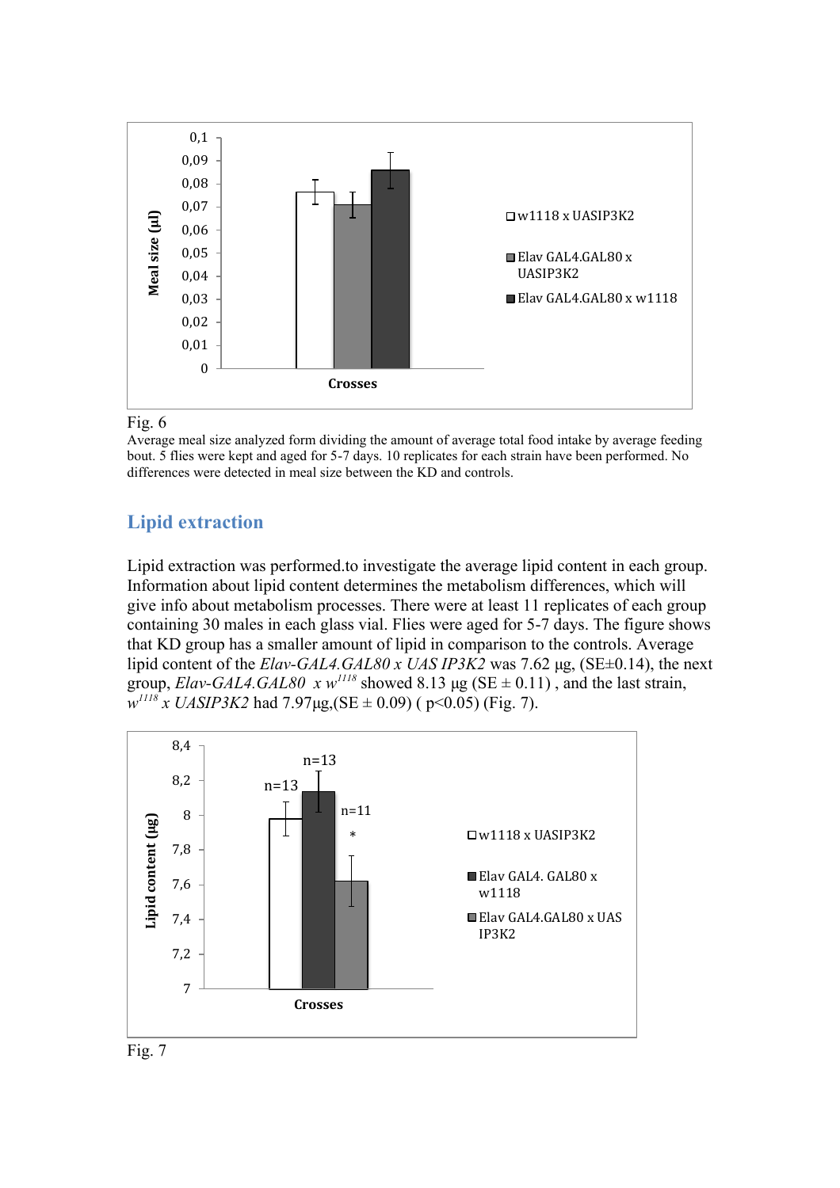Fig. 6

Average meal size analyzed form dividing the amount of average total food intake by average feeding bout. 5 flies were kept and aged for 5-7 days. 10 replicates for each strain have been performed. No differences were detected in meal size between the KD and controls.

## Lipid extraction

Lipid extraction was performed.to investigate the average lipid content in each group. Information about lipid content determines the metabolism differences, which will give info about metabolism processes. There were at least 11 replicates of each group containing 30 males in each glass vial. Flies were aged for 5-7 days. The figure shows that KD group has a smaller amount of lipid in comparison to the controls. Average lipid content of the *Elav-GAL4.GAL80 x UAS IP3K2* was 7.62 µg, (SE±0.14), the next group, *Elav-GAL4.GAL80 x $w^{1118}$* showed 8.13 µg (SE ± 0.11) , and the last strain, *$w^{1118}$ x UASIP3K2* had 7.97µg,(SE ± 0.09) ( $p<0.05$) (Fig. 7).

Fig. 7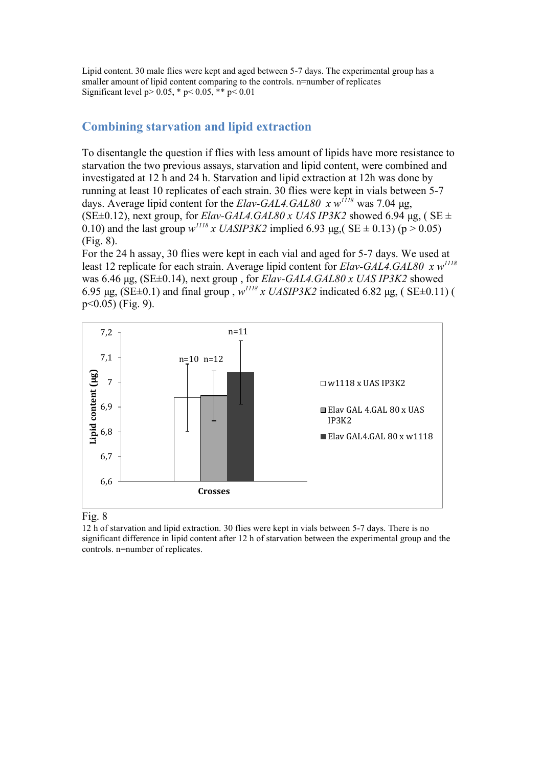Lipid content. 30 male flies were kept and aged between 5-7 days. The experimental group has a smaller amount of lipid content comparing to the controls. n=number of replicates
Significant level p> 0.05, * p< 0.05, ** p< 0.01

## Combining starvation and lipid extraction

To disentangle the question if flies with less amount of lipids have more resistance to starvation the two previous assays, starvation and lipid content, were combined and investigated at 12 h and 24 h. Starvation and lipid extraction at 12h was done by running at least 10 replicates of each strain. 30 flies were kept in vials between 5-7 days. Average lipid content for the *Elav-GAL4.GAL80 x w*$^{1118}$ was 7.04 µg, (SE±0.12), next group, for *Elav-GAL4.GAL80 x UAS IP3K2* showed 6.94 µg, ( SE ± 0.10) and the last group *w*$^{1118}$ *x UASIP3K2* implied 6.93 µg,( SE ± 0.13) (p > 0.05) (Fig. 8).
For the 24 h assay, 30 flies were kept in each vial and aged for 5-7 days. We used at least 12 replicate for each strain. Average lipid content for *Elav-GAL4.GAL80 x w*$^{1118}$ was 6.46 µg, (SE±0.14), next group , for *Elav-GAL4.GAL80 x UAS IP3K2* showed 6.95 µg, (SE±0.1) and final group , *w*$^{1118}$ *x UASIP3K2* indicated 6.82 µg, ( SE±0.11) ( p<0.05) (Fig. 9).

Fig. 8
12 h of starvation and lipid extraction. 30 flies were kept in vials between 5-7 days. There is no significant difference in lipid content after 12 h of starvation between the experimental group and the controls. n=number of replicates.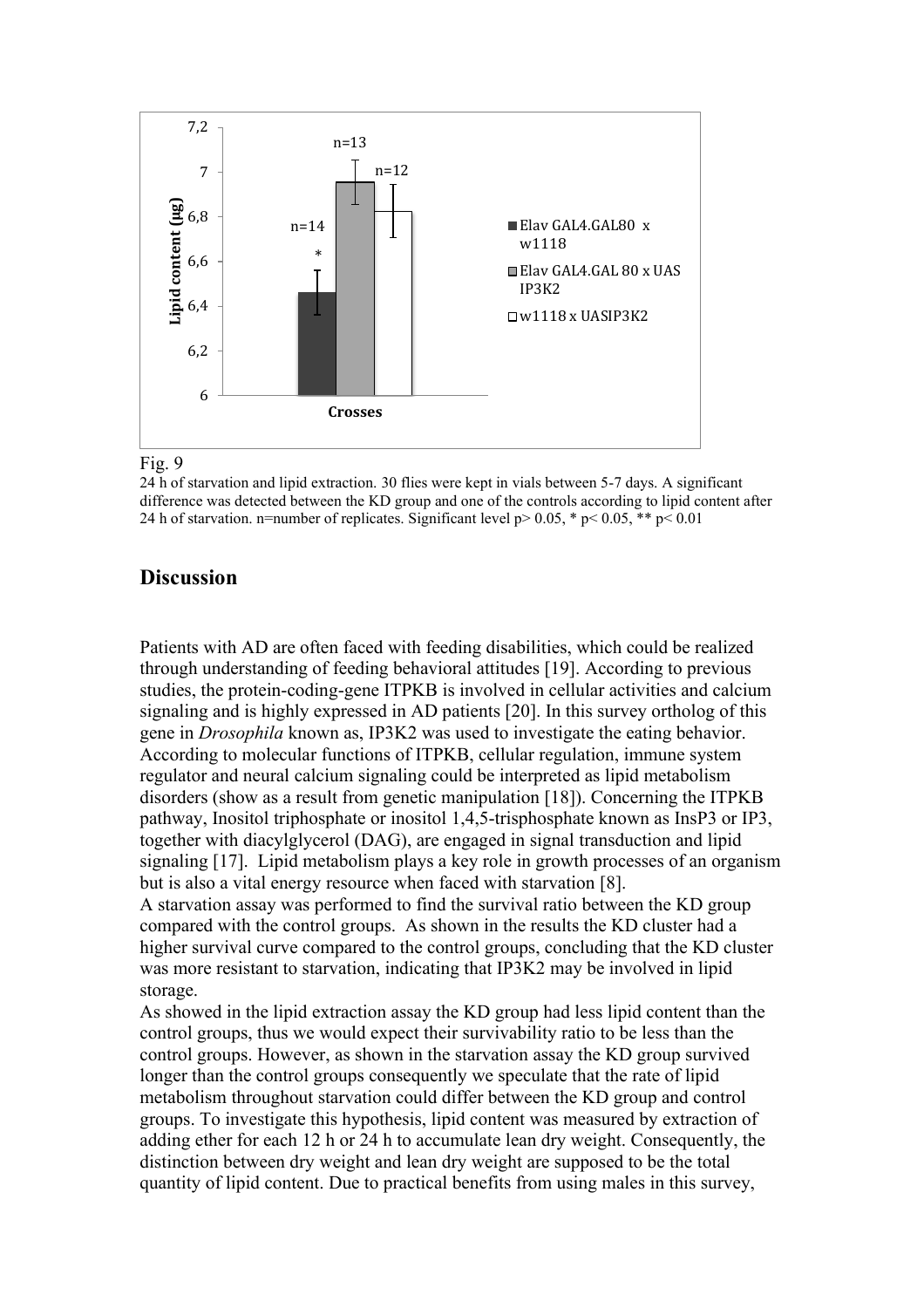Fig. 9

24 h of starvation and lipid extraction. 30 flies were kept in vials between 5-7 days. A significant difference was detected between the KD group and one of the controls according to lipid content after 24 h of starvation. n=number of replicates. Significant level $p > 0.05$, * $p < 0.05$, ** $p < 0.01$

## Discussion

Patients with AD are often faced with feeding disabilities, which could be realized through understanding of feeding behavioral attitudes [19]. According to previous studies, the protein-coding-gene ITPKB is involved in cellular activities and calcium signaling and is highly expressed in AD patients [20]. In this survey ortholog of this gene in *Drosophila* known as, IP3K2 was used to investigate the eating behavior. According to molecular functions of ITPKB, cellular regulation, immune system regulator and neural calcium signaling could be interpreted as lipid metabolism disorders (show as a result from genetic manipulation [18]). Concerning the ITPKB pathway, Inositol triphosphate or inositol 1,4,5-trisphosphate known as InsP3 or IP3, together with diacylglycerol (DAG), are engaged in signal transduction and lipid signaling [17]. Lipid metabolism plays a key role in growth processes of an organism but is also a vital energy resource when faced with starvation [8].

A starvation assay was performed to find the survival ratio between the KD group compared with the control groups. As shown in the results the KD cluster had a higher survival curve compared to the control groups, concluding that the KD cluster was more resistant to starvation, indicating that IP3K2 may be involved in lipid storage.

As showed in the lipid extraction assay the KD group had less lipid content than the control groups, thus we would expect their survivability ratio to be less than the control groups. However, as shown in the starvation assay the KD group survived longer than the control groups consequently we speculate that the rate of lipid metabolism throughout starvation could differ between the KD group and control groups. To investigate this hypothesis, lipid content was measured by extraction of adding ether for each 12 h or 24 h to accumulate lean dry weight. Consequently, the distinction between dry weight and lean dry weight are supposed to be the total quantity of lipid content. Due to practical benefits from using males in this survey,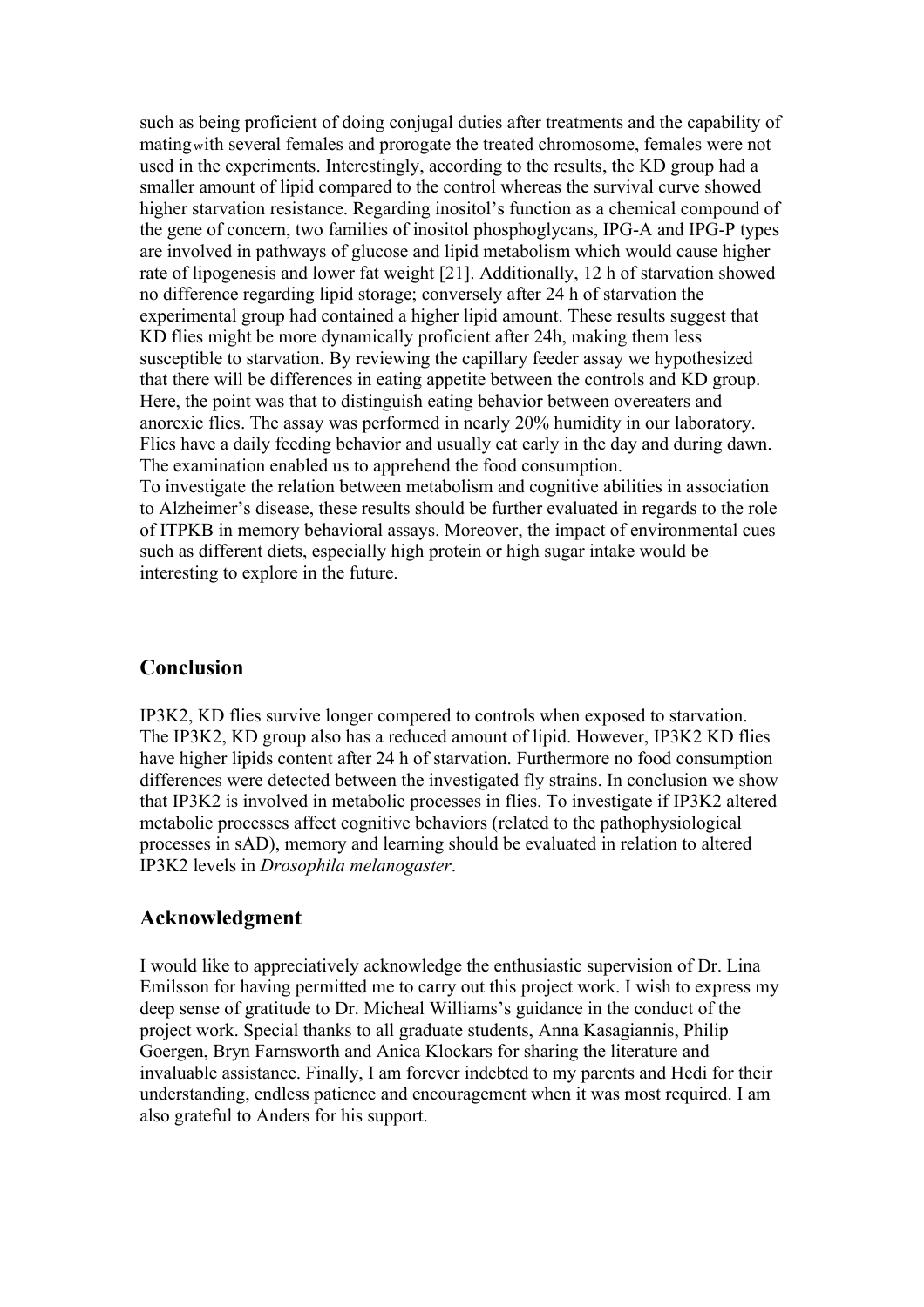such as being proficient of doing conjugal duties after treatments and the capability of mating with several females and prorogate the treated chromosome, females were not used in the experiments. Interestingly, according to the results, the KD group had a smaller amount of lipid compared to the control whereas the survival curve showed higher starvation resistance. Regarding inositol's function as a chemical compound of the gene of concern, two families of inositol phosphoglycans, IPG-A and IPG-P types are involved in pathways of glucose and lipid metabolism which would cause higher rate of lipogenesis and lower fat weight [21]. Additionally, 12 h of starvation showed no difference regarding lipid storage; conversely after 24 h of starvation the experimental group had contained a higher lipid amount. These results suggest that KD flies might be more dynamically proficient after 24h, making them less susceptible to starvation. By reviewing the capillary feeder assay we hypothesized that there will be differences in eating appetite between the controls and KD group. Here, the point was that to distinguish eating behavior between overeaters and anorexic flies. The assay was performed in nearly 20% humidity in our laboratory. Flies have a daily feeding behavior and usually eat early in the day and during dawn. The examination enabled us to apprehend the food consumption.

To investigate the relation between metabolism and cognitive abilities in association to Alzheimer's disease, these results should be further evaluated in regards to the role of ITPKB in memory behavioral assays. Moreover, the impact of environmental cues such as different diets, especially high protein or high sugar intake would be interesting to explore in the future.

## Conclusion

IP3K2, KD flies survive longer compered to controls when exposed to starvation. The IP3K2, KD group also has a reduced amount of lipid. However, IP3K2 KD flies have higher lipids content after 24 h of starvation. Furthermore no food consumption differences were detected between the investigated fly strains. In conclusion we show that IP3K2 is involved in metabolic processes in flies. To investigate if IP3K2 altered metabolic processes affect cognitive behaviors (related to the pathophysiological processes in sAD), memory and learning should be evaluated in relation to altered IP3K2 levels in *Drosophila melanogaster*.

## Acknowledgment

I would like to appreciatively acknowledge the enthusiastic supervision of Dr. Lina Emilsson for having permitted me to carry out this project work. I wish to express my deep sense of gratitude to Dr. Micheal Williams's guidance in the conduct of the project work. Special thanks to all graduate students, Anna Kasagiannis, Philip Goergen, Bryn Farnsworth and Anica Klockars for sharing the literature and invaluable assistance. Finally, I am forever indebted to my parents and Hedi for their understanding, endless patience and encouragement when it was most required. I am also grateful to Anders for his support.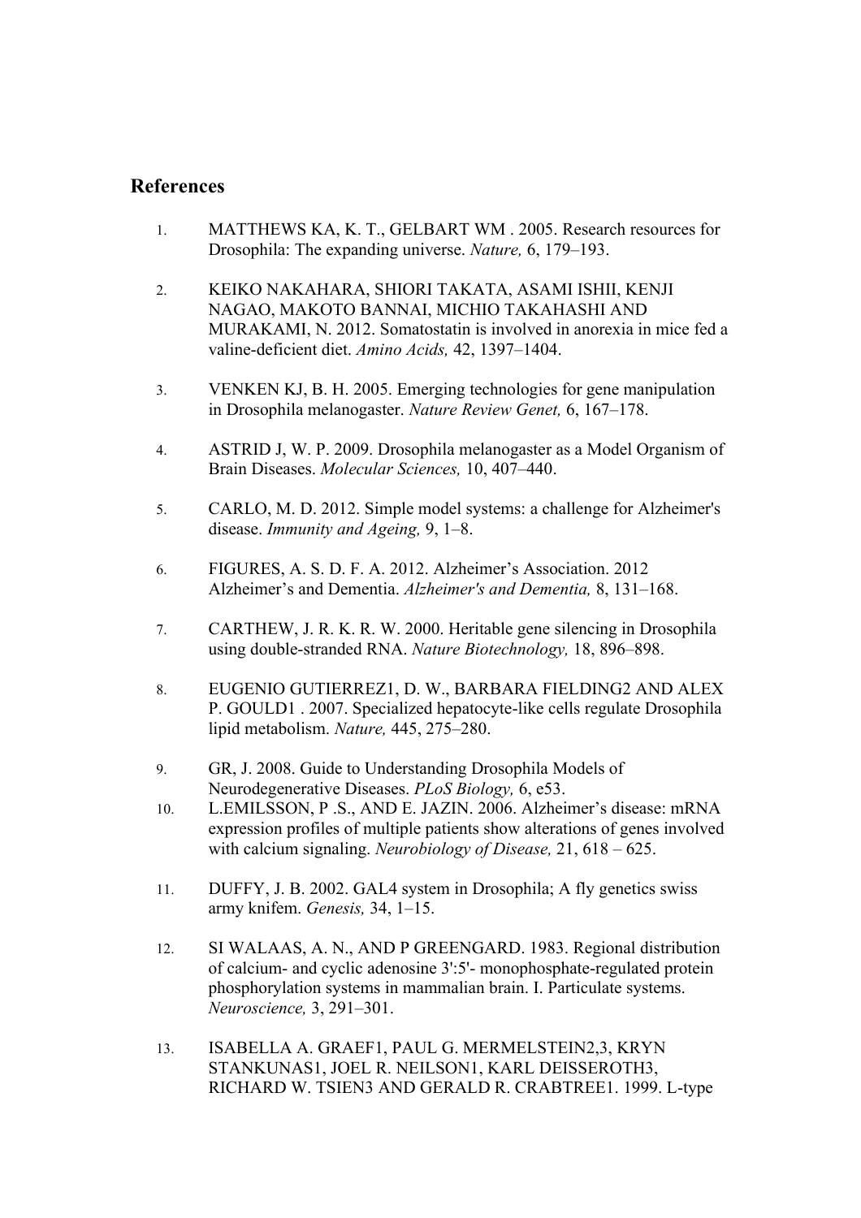## References

1. MATTHEWS KA, K. T., GELBART WM . 2005. Research resources for Drosophila: The expanding universe. *Nature,* 6, 179–193.

2. KEIKO NAKAHARA, SHIORI TAKATA, ASAMI ISHII, KENJI NAGAO, MAKOTO BANNAI, MICHIO TAKAHASHI AND MURAKAMI, N. 2012. Somatostatin is involved in anorexia in mice fed a valine-deficient diet. *Amino Acids,* 42, 1397–1404.

3. VENKEN KJ, B. H. 2005. Emerging technologies for gene manipulation in Drosophila melanogaster. *Nature Review Genet,* 6, 167–178.

4. ASTRID J, W. P. 2009. Drosophila melanogaster as a Model Organism of Brain Diseases. *Molecular Sciences,* 10, 407–440.

5. CARLO, M. D. 2012. Simple model systems: a challenge for Alzheimer's disease. *Immunity and Ageing,* 9, 1–8.

6. FIGURES, A. S. D. F. A. 2012. Alzheimer's Association. 2012 Alzheimer's and Dementia. *Alzheimer's and Dementia,* 8, 131–168.

7. CARTHEW, J. R. K. R. W. 2000. Heritable gene silencing in Drosophila using double-stranded RNA. *Nature Biotechnology,* 18, 896–898.

8. EUGENIO GUTIERREZ1, D. W., BARBARA FIELDING2 AND ALEX P. GOULD1 . 2007. Specialized hepatocyte-like cells regulate Drosophila lipid metabolism. *Nature,* 445, 275–280.

9. GR, J. 2008. Guide to Understanding Drosophila Models of Neurodegenerative Diseases. *PLoS Biology,* 6, e53.

10. L.EMILSSON, P .S., AND E. JAZIN. 2006. Alzheimer's disease: mRNA expression profiles of multiple patients show alterations of genes involved with calcium signaling. *Neurobiology of Disease,* 21, 618 – 625.

11. DUFFY, J. B. 2002. GAL4 system in Drosophila; A fly genetics swiss army knifem. *Genesis,* 34, 1–15.

12. SI WALAAS, A. N., AND P GREENGARD. 1983. Regional distribution of calcium- and cyclic adenosine 3':5'- monophosphate-regulated protein phosphorylation systems in mammalian brain. I. Particulate systems. *Neuroscience,* 3, 291–301.

13. ISABELLA A. GRAEF1, PAUL G. MERMELSTEIN2,3, KRYN STANKUNAS1, JOEL R. NEILSON1, KARL DEISSEROTH3, RICHARD W. TSIEN3 AND GERALD R. CRABTREE1. 1999. L-type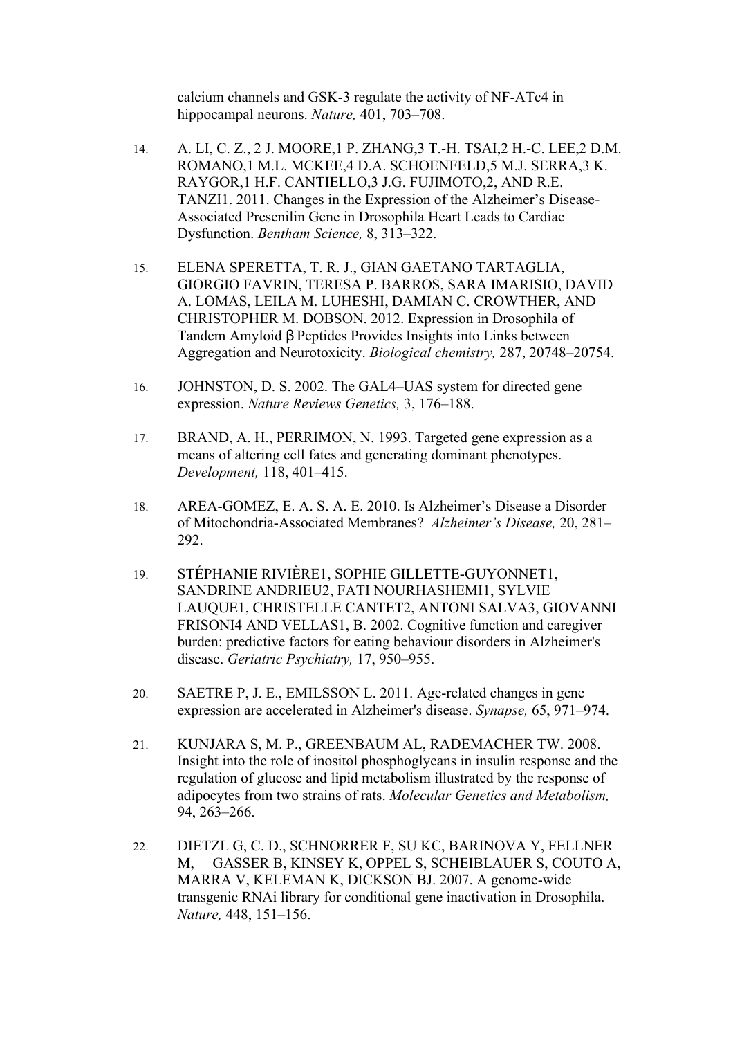calcium channels and GSK-3 regulate the activity of NF-ATc4 in hippocampal neurons. *Nature,* 401, 703–708.

14. A. LI, C. Z., 2 J. MOORE,1 P. ZHANG,3 T.-H. TSAI,2 H.-C. LEE,2 D.M. ROMANO,1 M.L. MCKEE,4 D.A. SCHOENFELD,5 M.J. SERRA,3 K. RAYGOR,1 H.F. CANTIELLO,3 J.G. FUJIMOTO,2, AND R.E. TANZI1. 2011. Changes in the Expression of the Alzheimer's Disease-Associated Presenilin Gene in Drosophila Heart Leads to Cardiac Dysfunction. *Bentham Science,* 8, 313–322.

15. ELENA SPERETTA, T. R. J., GIAN GAETANO TARTAGLIA, GIORGIO FAVRIN, TERESA P. BARROS, SARA IMARISIO, DAVID A. LOMAS, LEILA M. LUHESHI, DAMIAN C. CROWTHER, AND CHRISTOPHER M. DOBSON. 2012. Expression in Drosophila of Tandem Amyloid β Peptides Provides Insights into Links between Aggregation and Neurotoxicity. *Biological chemistry,* 287, 20748–20754.

16. JOHNSTON, D. S. 2002. The GAL4–UAS system for directed gene expression. *Nature Reviews Genetics,* 3, 176–188.

17. BRAND, A. H., PERRIMON, N. 1993. Targeted gene expression as a means of altering cell fates and generating dominant phenotypes. *Development,* 118, 401–415.

18. AREA-GOMEZ, E. A. S. A. E. 2010. Is Alzheimer's Disease a Disorder of Mitochondria-Associated Membranes? *Alzheimer's Disease,* 20, 281–292.

19. STÉPHANIE RIVIÈRE1, SOPHIE GILLETTE-GUYONNET1, SANDRINE ANDRIEU2, FATI NOURHASHEMI1, SYLVIE LAUQUE1, CHRISTELLE CANTET2, ANTONI SALVA3, GIOVANNI FRISONI4 AND VELLAS1, B. 2002. Cognitive function and caregiver burden: predictive factors for eating behaviour disorders in Alzheimer's disease. *Geriatric Psychiatry,* 17, 950–955.

20. SAETRE P, J. E., EMILSSON L. 2011. Age-related changes in gene expression are accelerated in Alzheimer's disease. *Synapse,* 65, 971–974.

21. KUNJARA S, M. P., GREENBAUM AL, RADEMACHER TW. 2008. Insight into the role of inositol phosphoglycans in insulin response and the regulation of glucose and lipid metabolism illustrated by the response of adipocytes from two strains of rats. *Molecular Genetics and Metabolism,* 94, 263–266.

22. DIETZL G, C. D., SCHNORRER F, SU KC, BARINOVA Y, FELLNER M, GASSER B, KINSEY K, OPPEL S, SCHEIBLAUER S, COUTO A, MARRA V, KELEMAN K, DICKSON BJ. 2007. A genome-wide transgenic RNAi library for conditional gene inactivation in Drosophila. *Nature,* 448, 151–156.